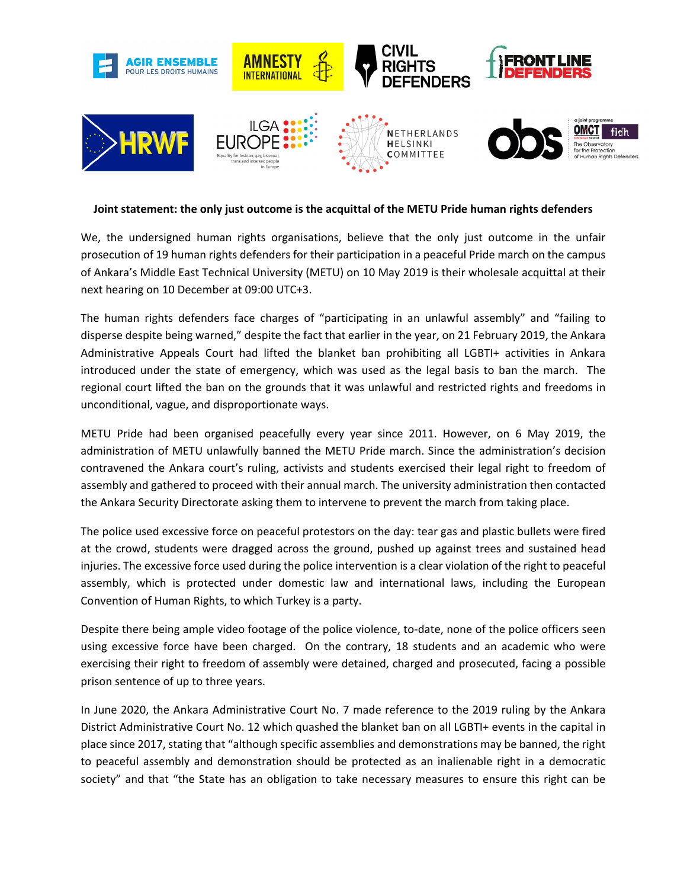**Joint statement: the only just outcome is the acquittal of the METU Pride human rights defenders**

We, the undersigned human rights organisations, believe that the only just outcome in the unfair prosecution of 19 human rights defenders for their participation in a peaceful Pride march on the campus of Ankara's Middle East Technical University (METU) on 10 May 2019 is their wholesale acquittal at their next hearing on 10 December at 09:00 UTC+3.

The human rights defenders face charges of "participating in an unlawful assembly" and "failing to disperse despite being warned," despite the fact that earlier in the year, on 21 February 2019, the Ankara Administrative Appeals Court had lifted the blanket ban prohibiting all LGBTI+ activities in Ankara introduced under the state of emergency, which was used as the legal basis to ban the march. The regional court lifted the ban on the grounds that it was unlawful and restricted rights and freedoms in unconditional, vague, and disproportionate ways.

METU Pride had been organised peacefully every year since 2011. However, on 6 May 2019, the administration of METU unlawfully banned the METU Pride march. Since the administration's decision contravened the Ankara court's ruling, activists and students exercised their legal right to freedom of assembly and gathered to proceed with their annual march. The university administration then contacted the Ankara Security Directorate asking them to intervene to prevent the march from taking place.

The police used excessive force on peaceful protestors on the day: tear gas and plastic bullets were fired at the crowd, students were dragged across the ground, pushed up against trees and sustained head injuries. The excessive force used during the police intervention is a clear violation of the right to peaceful assembly, which is protected under domestic law and international laws, including the European Convention of Human Rights, to which Turkey is a party.

Despite there being ample video footage of the police violence, to-date, none of the police officers seen using excessive force have been charged. On the contrary, 18 students and an academic who were exercising their right to freedom of assembly were detained, charged and prosecuted, facing a possible prison sentence of up to three years.

In June 2020, the Ankara Administrative Court No. 7 made reference to the 2019 ruling by the Ankara District Administrative Court No. 12 which quashed the blanket ban on all LGBTI+ events in the capital in place since 2017, stating that "although specific assemblies and demonstrations may be banned, the right to peaceful assembly and demonstration should be protected as an inalienable right in a democratic society" and that "the State has an obligation to take necessary measures to ensure this right can be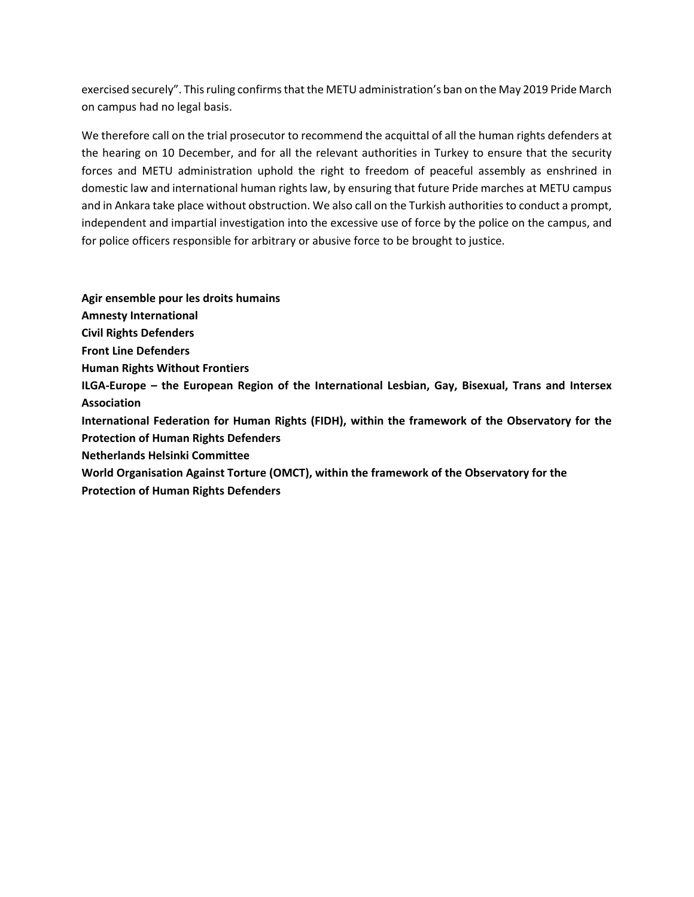exercised securely". This ruling confirms that the METU administration's ban on the May 2019 Pride March on campus had no legal basis.

We therefore call on the trial prosecutor to recommend the acquittal of all the human rights defenders at the hearing on 10 December, and for all the relevant authorities in Turkey to ensure that the security forces and METU administration uphold the right to freedom of peaceful assembly as enshrined in domestic law and international human rights law, by ensuring that future Pride marches at METU campus and in Ankara take place without obstruction. We also call on the Turkish authorities to conduct a prompt, independent and impartial investigation into the excessive use of force by the police on the campus, and for police officers responsible for arbitrary or abusive force to be brought to justice.

**Agir ensemble pour les droits humains**
**Amnesty International**
**Civil Rights Defenders**
**Front Line Defenders**
**Human Rights Without Frontiers**
**ILGA-Europe – the European Region of the International Lesbian, Gay, Bisexual, Trans and Intersex Association**
**International Federation for Human Rights (FIDH), within the framework of the Observatory for the Protection of Human Rights Defenders**
**Netherlands Helsinki Committee**
**World Organisation Against Torture (OMCT), within the framework of the Observatory for the Protection of Human Rights Defenders**